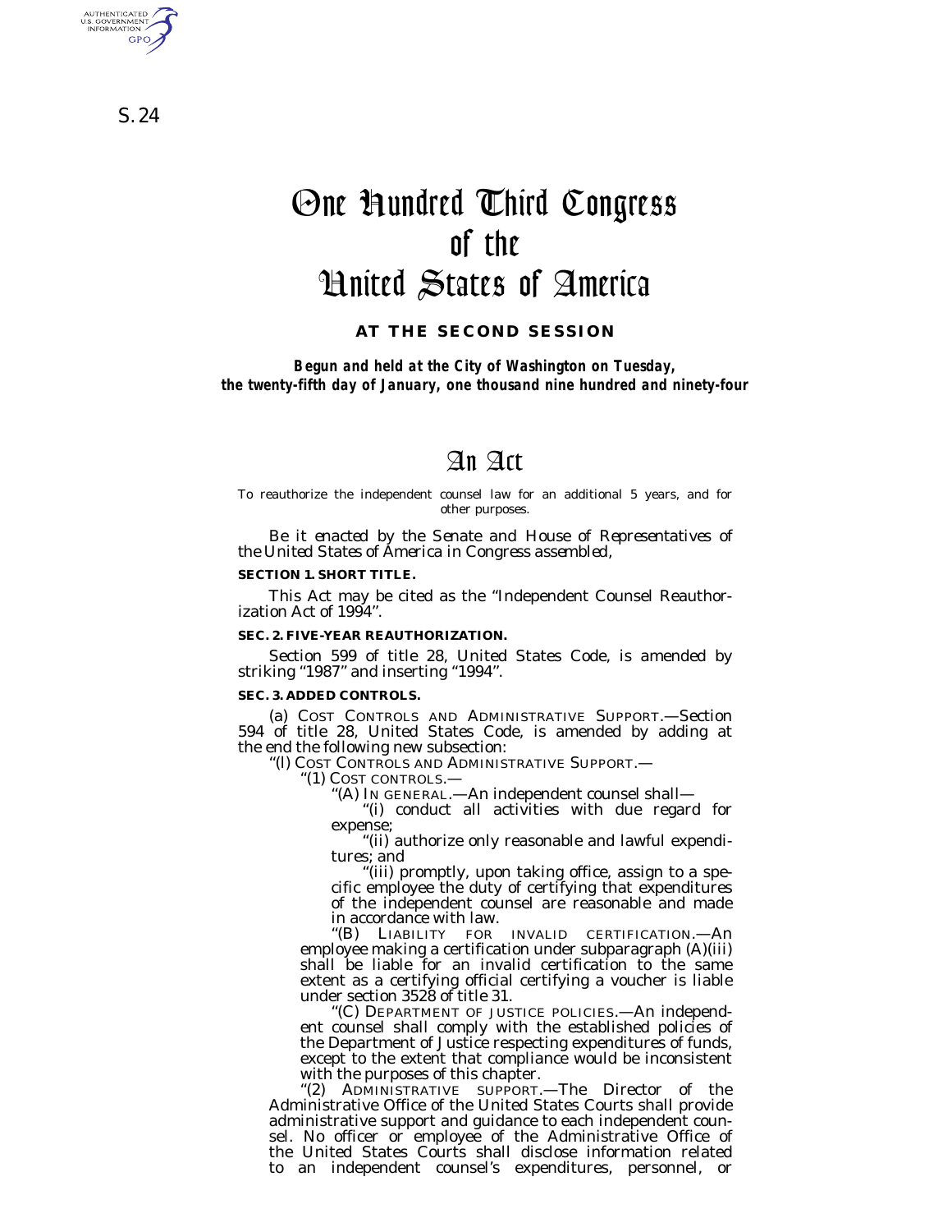S. 24

# One Hundred Third Congress of the United States of America

**AT THE SECOND SESSION**

***Begun and held at the City of Washington on Tuesday, the twenty-fifth day of January, one thousand nine hundred and ninety-four***

# An Act

To reauthorize the independent counsel law for an additional 5 years, and for other purposes.

*Be it enacted by the Senate and House of Representatives of the United States of America in Congress assembled,*

**SECTION 1. SHORT TITLE.**

This Act may be cited as the "Independent Counsel Reauthorization Act of 1994".

**SEC. 2. FIVE-YEAR REAUTHORIZATION.**

Section 599 of title 28, United States Code, is amended by striking "1987" and inserting "1994".

**SEC. 3. ADDED CONTROLS.**

(a) COST CONTROLS AND ADMINISTRATIVE SUPPORT.—Section 594 of title 28, United States Code, is amended by adding at the end the following new subsection:

"(l) COST CONTROLS AND ADMINISTRATIVE SUPPORT.—

"(1) COST CONTROLS.—

"(A) IN GENERAL.—An independent counsel shall—

"(i) conduct all activities with due regard for expense;

"(ii) authorize only reasonable and lawful expenditures; and

"(iii) promptly, upon taking office, assign to a specific employee the duty of certifying that expenditures of the independent counsel are reasonable and made in accordance with law.

"(B) LIABILITY FOR INVALID CERTIFICATION.—An employee making a certification under subparagraph (A)(iii) shall be liable for an invalid certification to the same extent as a certifying official certifying a voucher is liable under section 3528 of title 31.

"(C) DEPARTMENT OF JUSTICE POLICIES.—An independent counsel shall comply with the established policies of the Department of Justice respecting expenditures of funds, except to the extent that compliance would be inconsistent with the purposes of this chapter.

"(2) ADMINISTRATIVE SUPPORT.—The Director of the Administrative Office of the United States Courts shall provide administrative support and guidance to each independent counsel. No officer or employee of the Administrative Office of the United States Courts shall disclose information related to an independent counsel's expenditures, personnel, or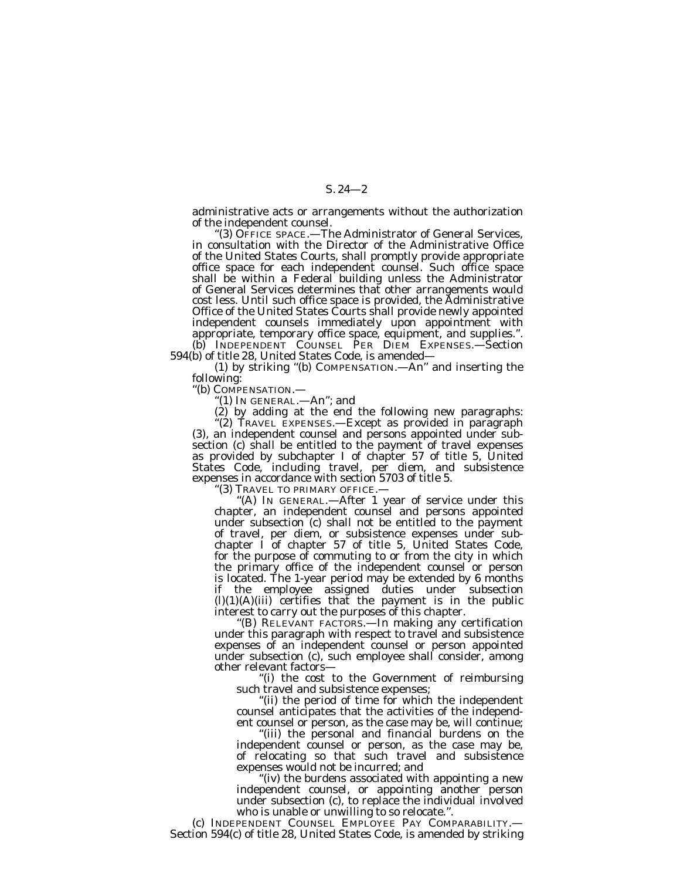administrative acts or arrangements without the authorization of the independent counsel.

"(3) OFFICE SPACE.—The Administrator of General Services, in consultation with the Director of the Administrative Office of the United States Courts, shall promptly provide appropriate office space for each independent counsel. Such office space shall be within a Federal building unless the Administrator of General Services determines that other arrangements would cost less. Until such office space is provided, the Administrative Office of the United States Courts shall provide newly appointed independent counsels immediately upon appointment with appropriate, temporary office space, equipment, and supplies.".

(b) INDEPENDENT COUNSEL PER DIEM EXPENSES.—Section 594(b) of title 28, United States Code, is amended—

(1) by striking "(b) COMPENSATION.—An" and inserting the following:

"(b) COMPENSATION.—

"(1) IN GENERAL.—An"; and

(2) by adding at the end the following new paragraphs:

"(2) TRAVEL EXPENSES.—Except as provided in paragraph (3), an independent counsel and persons appointed under subsection (c) shall be entitled to the payment of travel expenses as provided by subchapter I of chapter 57 of title 5, United States Code, including travel, per diem, and subsistence expenses in accordance with section 5703 of title 5.

"(3) TRAVEL TO PRIMARY OFFICE.—

"(A) IN GENERAL.—After 1 year of service under this chapter, an independent counsel and persons appointed under subsection (c) shall not be entitled to the payment of travel, per diem, or subsistence expenses under subchapter I of chapter 57 of title 5, United States Code, for the purpose of commuting to or from the city in which the primary office of the independent counsel or person is located. The 1-year period may be extended by 6 months if the employee assigned duties under subsection (l)(1)(A)(iii) certifies that the payment is in the public interest to carry out the purposes of this chapter.

"(B) RELEVANT FACTORS.—In making any certification under this paragraph with respect to travel and subsistence expenses of an independent counsel or person appointed under subsection (c), such employee shall consider, among other relevant factors—

"(i) the cost to the Government of reimbursing such travel and subsistence expenses;

"(ii) the period of time for which the independent counsel anticipates that the activities of the independent counsel or person, as the case may be, will continue;

"(iii) the personal and financial burdens on the independent counsel or person, as the case may be, of relocating so that such travel and subsistence expenses would not be incurred; and

"(iv) the burdens associated with appointing a new independent counsel, or appointing another person under subsection (c), to replace the individual involved who is unable or unwilling to so relocate.".

(c) INDEPENDENT COUNSEL EMPLOYEE PAY COMPARABILITY.—Section 594(c) of title 28, United States Code, is amended by striking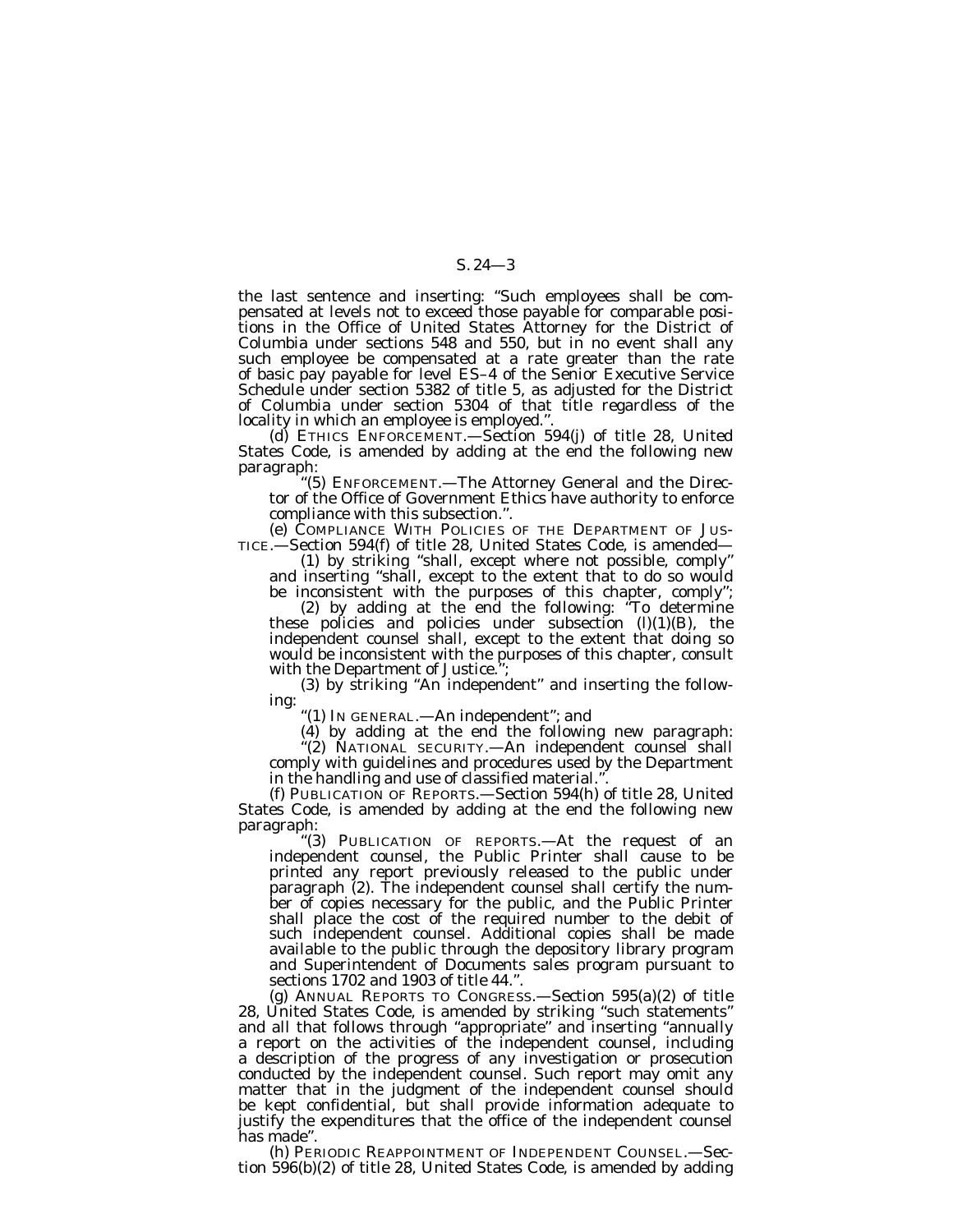the last sentence and inserting: "Such employees shall be compensated at levels not to exceed those payable for comparable positions in the Office of United States Attorney for the District of Columbia under sections 548 and 550, but in no event shall any such employee be compensated at a rate greater than the rate of basic pay payable for level ES–4 of the Senior Executive Service Schedule under section 5382 of title 5, as adjusted for the District of Columbia under section 5304 of that title regardless of the locality in which an employee is employed.".

(d) ETHICS ENFORCEMENT.—Section 594(j) of title 28, United States Code, is amended by adding at the end the following new paragraph:

"(5) ENFORCEMENT.—The Attorney General and the Director of the Office of Government Ethics have authority to enforce compliance with this subsection.".

(e) COMPLIANCE WITH POLICIES OF THE DEPARTMENT OF JUSTICE.—Section 594(f) of title 28, United States Code, is amended—

(1) by striking "shall, except where not possible, comply" and inserting "shall, except to the extent that to do so would be inconsistent with the purposes of this chapter, comply";

(2) by adding at the end the following: "To determine these policies and policies under subsection (l)(1)(B), the independent counsel shall, except to the extent that doing so would be inconsistent with the purposes of this chapter, consult with the Department of Justice.";

(3) by striking "An independent" and inserting the following:

"(1) IN GENERAL.—An independent"; and

(4) by adding at the end the following new paragraph:

"(2) NATIONAL SECURITY.—An independent counsel shall comply with guidelines and procedures used by the Department in the handling and use of classified material.".

(f) PUBLICATION OF REPORTS.—Section 594(h) of title 28, United States Code, is amended by adding at the end the following new paragraph:

"(3) PUBLICATION OF REPORTS.—At the request of an independent counsel, the Public Printer shall cause to be printed any report previously released to the public under paragraph (2). The independent counsel shall certify the number of copies necessary for the public, and the Public Printer shall place the cost of the required number to the debit of such independent counsel. Additional copies shall be made available to the public through the depository library program and Superintendent of Documents sales program pursuant to sections 1702 and 1903 of title 44.".

(g) ANNUAL REPORTS TO CONGRESS.—Section 595(a)(2) of title 28, United States Code, is amended by striking "such statements" and all that follows through "appropriate" and inserting "annually a report on the activities of the independent counsel, including a description of the progress of any investigation or prosecution conducted by the independent counsel. Such report may omit any matter that in the judgment of the independent counsel should be kept confidential, but shall provide information adequate to justify the expenditures that the office of the independent counsel has made".

(h) PERIODIC REAPPOINTMENT OF INDEPENDENT COUNSEL.—Section 596(b)(2) of title 28, United States Code, is amended by adding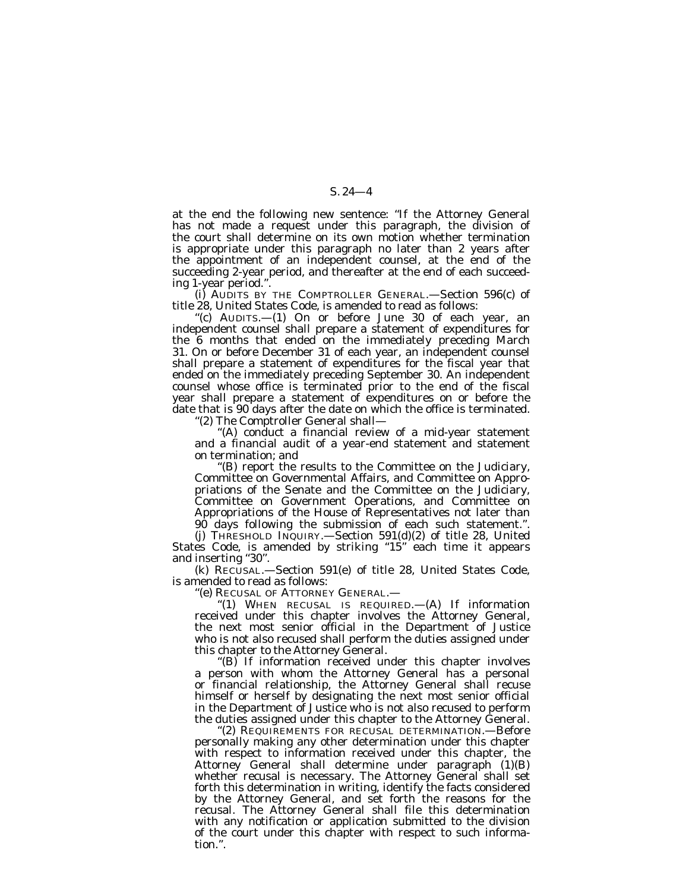at the end the following new sentence: "If the Attorney General has not made a request under this paragraph, the division of the court shall determine on its own motion whether termination is appropriate under this paragraph no later than 2 years after the appointment of an independent counsel, at the end of the succeeding 2-year period, and thereafter at the end of each succeeding 1-year period.".

(i) AUDITS BY THE COMPTROLLER GENERAL.—Section 596(c) of title 28, United States Code, is amended to read as follows:

"(c) AUDITS.—(1) On or before June 30 of each year, an independent counsel shall prepare a statement of expenditures for the 6 months that ended on the immediately preceding March 31. On or before December 31 of each year, an independent counsel shall prepare a statement of expenditures for the fiscal year that ended on the immediately preceding September 30. An independent counsel whose office is terminated prior to the end of the fiscal year shall prepare a statement of expenditures on or before the date that is 90 days after the date on which the office is terminated.

"(2) The Comptroller General shall—

"(A) conduct a financial review of a mid-year statement and a financial audit of a year-end statement and statement on termination; and

"(B) report the results to the Committee on the Judiciary, Committee on Governmental Affairs, and Committee on Appropriations of the Senate and the Committee on the Judiciary, Committee on Government Operations, and Committee on Appropriations of the House of Representatives not later than 90 days following the submission of each such statement.".

(j) THRESHOLD INQUIRY.—Section 591(d)(2) of title 28, United States Code, is amended by striking "15" each time it appears and inserting "30".

(k) RECUSAL.—Section 591(e) of title 28, United States Code, is amended to read as follows:

"(e) RECUSAL OF ATTORNEY GENERAL.—

"(1) WHEN RECUSAL IS REQUIRED.—(A) If information received under this chapter involves the Attorney General, the next most senior official in the Department of Justice who is not also recused shall perform the duties assigned under this chapter to the Attorney General.

"(B) If information received under this chapter involves a person with whom the Attorney General has a personal or financial relationship, the Attorney General shall recuse himself or herself by designating the next most senior official in the Department of Justice who is not also recused to perform the duties assigned under this chapter to the Attorney General.

"(2) REQUIREMENTS FOR RECUSAL DETERMINATION.—Before personally making any other determination under this chapter with respect to information received under this chapter, the Attorney General shall determine under paragraph (1)(B) whether recusal is necessary. The Attorney General shall set forth this determination in writing, identify the facts considered by the Attorney General, and set forth the reasons for the recusal. The Attorney General shall file this determination with any notification or application submitted to the division of the court under this chapter with respect to such information.".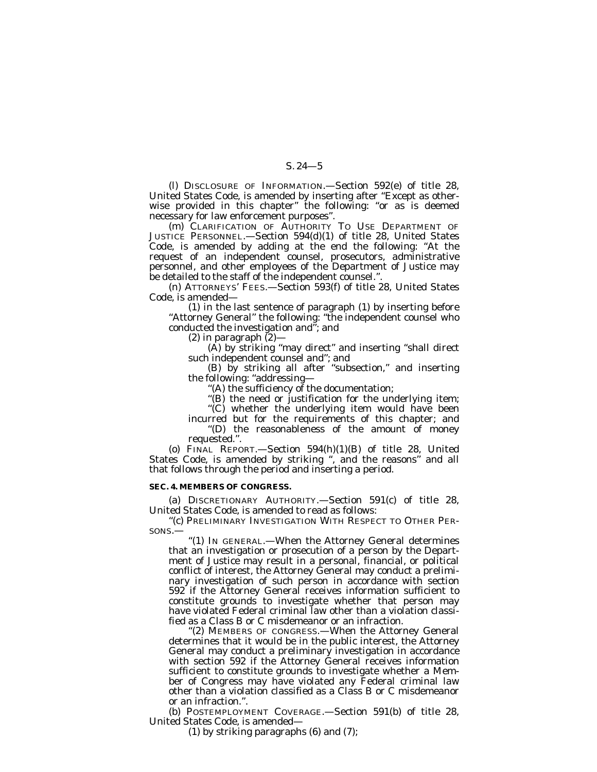(l) DISCLOSURE OF INFORMATION.—Section 592(e) of title 28, United States Code, is amended by inserting after ''Except as otherwise provided in this chapter'' the following: ''or as is deemed necessary for law enforcement purposes''.

(m) CLARIFICATION OF AUTHORITY TO USE DEPARTMENT OF JUSTICE PERSONNEL.—Section 594(d)(1) of title 28, United States Code, is amended by adding at the end the following: ''At the request of an independent counsel, prosecutors, administrative personnel, and other employees of the Department of Justice may be detailed to the staff of the independent counsel.''.

(n) ATTORNEYS' FEES.—Section 593(f) of title 28, United States Code, is amended—

(1) in the last sentence of paragraph (1) by inserting before ''Attorney General'' the following: ''the independent counsel who conducted the investigation and''; and

(2) in paragraph (2)—

(A) by striking ''may direct'' and inserting ''shall direct such independent counsel and''; and

(B) by striking all after ''subsection,'' and inserting the following: ''addressing—

''(A) the sufficiency of the documentation;

''(B) the need or justification for the underlying item;

''(C) whether the underlying item would have been incurred but for the requirements of this chapter; and

''(D) the reasonableness of the amount of money requested.''.

(o) FINAL REPORT.—Section 594(h)(1)(B) of title 28, United States Code, is amended by striking '', and the reasons'' and all that follows through the period and inserting a period.

**SEC. 4. MEMBERS OF CONGRESS.**

(a) DISCRETIONARY AUTHORITY.—Section 591(c) of title 28, United States Code, is amended to read as follows:

''(c) PRELIMINARY INVESTIGATION WITH RESPECT TO OTHER PERSONS.—

''(1) IN GENERAL.—When the Attorney General determines that an investigation or prosecution of a person by the Department of Justice may result in a personal, financial, or political conflict of interest, the Attorney General may conduct a preliminary investigation of such person in accordance with section 592 if the Attorney General receives information sufficient to constitute grounds to investigate whether that person may have violated Federal criminal law other than a violation classified as a Class B or C misdemeanor or an infraction.

''(2) MEMBERS OF CONGRESS.—When the Attorney General determines that it would be in the public interest, the Attorney General may conduct a preliminary investigation in accordance with section 592 if the Attorney General receives information sufficient to constitute grounds to investigate whether a Member of Congress may have violated any Federal criminal law other than a violation classified as a Class B or C misdemeanor or an infraction.''.

(b) POSTEMPLOYMENT COVERAGE.—Section 591(b) of title 28, United States Code, is amended—

(1) by striking paragraphs (6) and (7);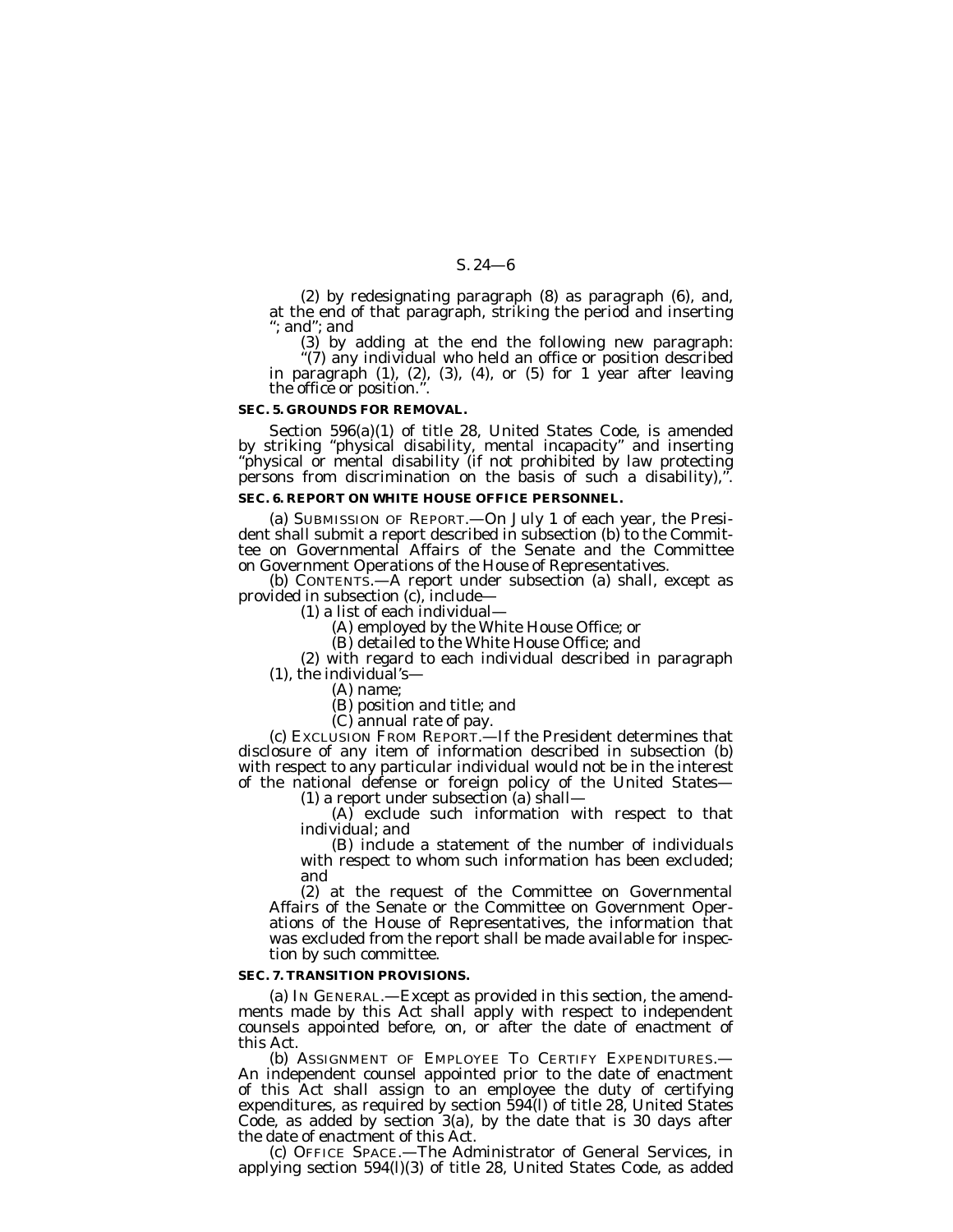(2) by redesignating paragraph (8) as paragraph (6), and, at the end of that paragraph, striking the period and inserting "; and"; and

(3) by adding at the end the following new paragraph:

"(7) any individual who held an office or position described in paragraph (1), (2), (3), (4), or (5) for 1 year after leaving the office or position.".

**SEC. 5. GROUNDS FOR REMOVAL.**

Section 596(a)(1) of title 28, United States Code, is amended by striking "physical disability, mental incapacity" and inserting "physical or mental disability (if not prohibited by law protecting persons from discrimination on the basis of such a disability),".

**SEC. 6. REPORT ON WHITE HOUSE OFFICE PERSONNEL.**

(a) SUBMISSION OF REPORT.—On July 1 of each year, the President shall submit a report described in subsection (b) to the Committee on Governmental Affairs of the Senate and the Committee on Government Operations of the House of Representatives.

(b) CONTENTS.—A report under subsection (a) shall, except as provided in subsection (c), include—

(1) a list of each individual—

(A) employed by the White House Office; or

(B) detailed to the White House Office; and

(2) with regard to each individual described in paragraph (1), the individual's—

(A) name;

(B) position and title; and

(C) annual rate of pay.

(c) EXCLUSION FROM REPORT.—If the President determines that disclosure of any item of information described in subsection (b) with respect to any particular individual would not be in the interest of the national defense or foreign policy of the United States—

(1) a report under subsection (a) shall—

(A) exclude such information with respect to that individual; and

(B) include a statement of the number of individuals with respect to whom such information has been excluded; and

(2) at the request of the Committee on Governmental Affairs of the Senate or the Committee on Government Operations of the House of Representatives, the information that was excluded from the report shall be made available for inspection by such committee.

**SEC. 7. TRANSITION PROVISIONS.**

(a) IN GENERAL.—Except as provided in this section, the amendments made by this Act shall apply with respect to independent counsels appointed before, on, or after the date of enactment of this Act.

(b) ASSIGNMENT OF EMPLOYEE TO CERTIFY EXPENDITURES.—An independent counsel appointed prior to the date of enactment of this Act shall assign to an employee the duty of certifying expenditures, as required by section 594(l) of title 28, United States Code, as added by section 3(a), by the date that is 30 days after the date of enactment of this Act.

(c) OFFICE SPACE.—The Administrator of General Services, in applying section 594(l)(3) of title 28, United States Code, as added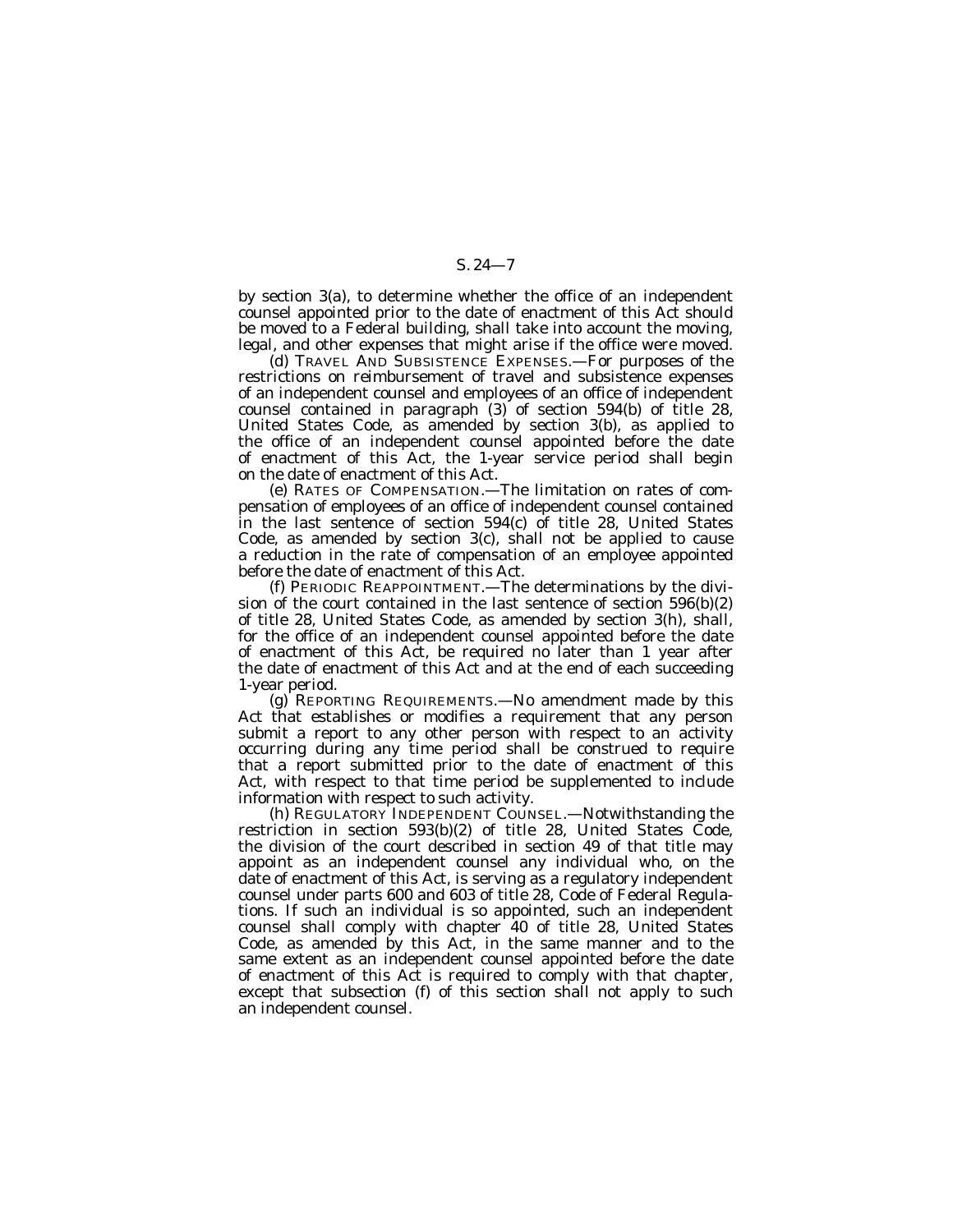by section 3(a), to determine whether the office of an independent counsel appointed prior to the date of enactment of this Act should be moved to a Federal building, shall take into account the moving, legal, and other expenses that might arise if the office were moved.

(d) TRAVEL AND SUBSISTENCE EXPENSES.—For purposes of the restrictions on reimbursement of travel and subsistence expenses of an independent counsel and employees of an office of independent counsel contained in paragraph (3) of section 594(b) of title 28, United States Code, as amended by section 3(b), as applied to the office of an independent counsel appointed before the date of enactment of this Act, the 1-year service period shall begin on the date of enactment of this Act.

(e) RATES OF COMPENSATION.—The limitation on rates of compensation of employees of an office of independent counsel contained in the last sentence of section 594(c) of title 28, United States Code, as amended by section 3(c), shall not be applied to cause a reduction in the rate of compensation of an employee appointed before the date of enactment of this Act.

(f) PERIODIC REAPPOINTMENT.—The determinations by the division of the court contained in the last sentence of section 596(b)(2) of title 28, United States Code, as amended by section 3(h), shall, for the office of an independent counsel appointed before the date of enactment of this Act, be required no later than 1 year after the date of enactment of this Act and at the end of each succeeding 1-year period.

(g) REPORTING REQUIREMENTS.—No amendment made by this Act that establishes or modifies a requirement that any person submit a report to any other person with respect to an activity occurring during any time period shall be construed to require that a report submitted prior to the date of enactment of this Act, with respect to that time period be supplemented to include information with respect to such activity.

(h) REGULATORY INDEPENDENT COUNSEL.—Notwithstanding the restriction in section 593(b)(2) of title 28, United States Code, the division of the court described in section 49 of that title may appoint as an independent counsel any individual who, on the date of enactment of this Act, is serving as a regulatory independent counsel under parts 600 and 603 of title 28, Code of Federal Regulations. If such an individual is so appointed, such an independent counsel shall comply with chapter 40 of title 28, United States Code, as amended by this Act, in the same manner and to the same extent as an independent counsel appointed before the date of enactment of this Act is required to comply with that chapter, except that subsection (f) of this section shall not apply to such an independent counsel.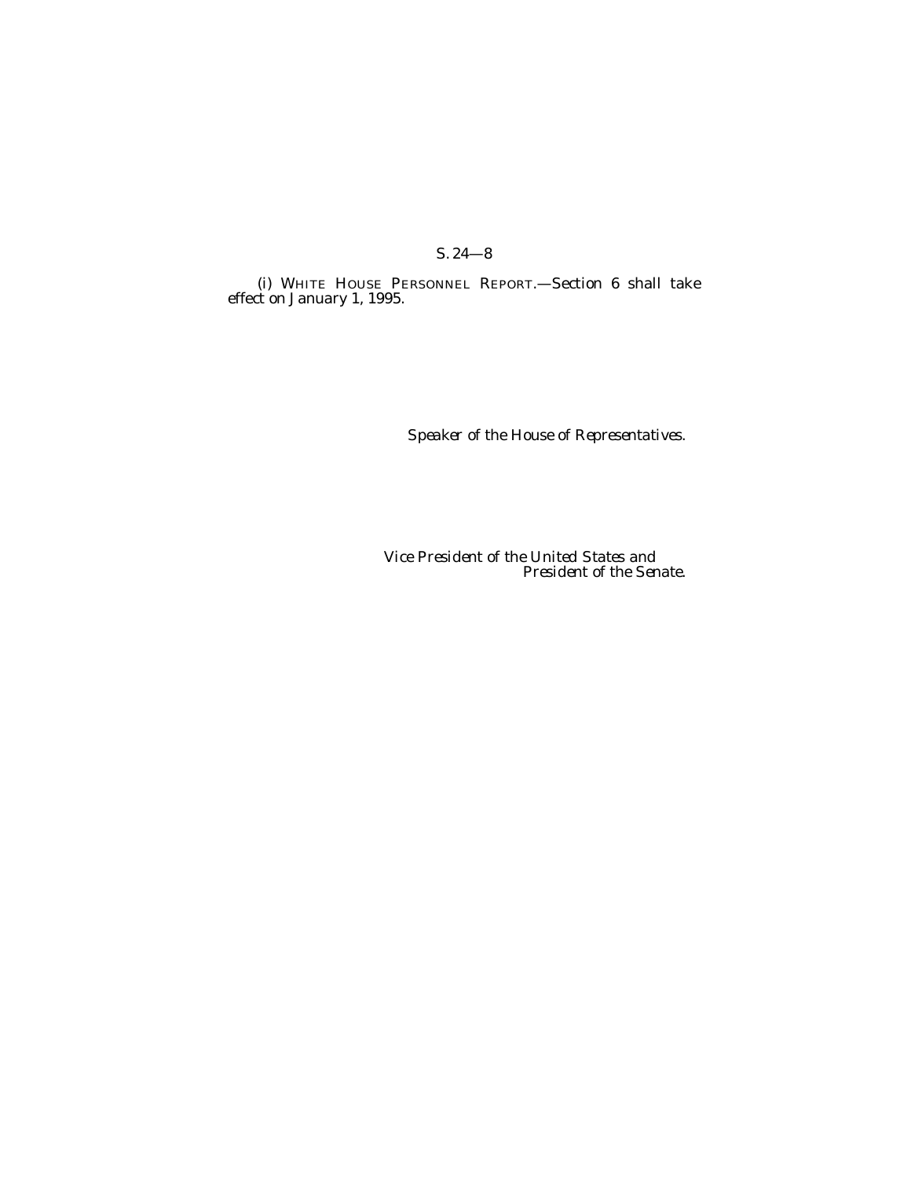(i) WHITE HOUSE PERSONNEL REPORT.—Section 6 shall take effect on January 1, 1995.

*Speaker of the House of Representatives.*

*Vice President of the United States and President of the Senate.*